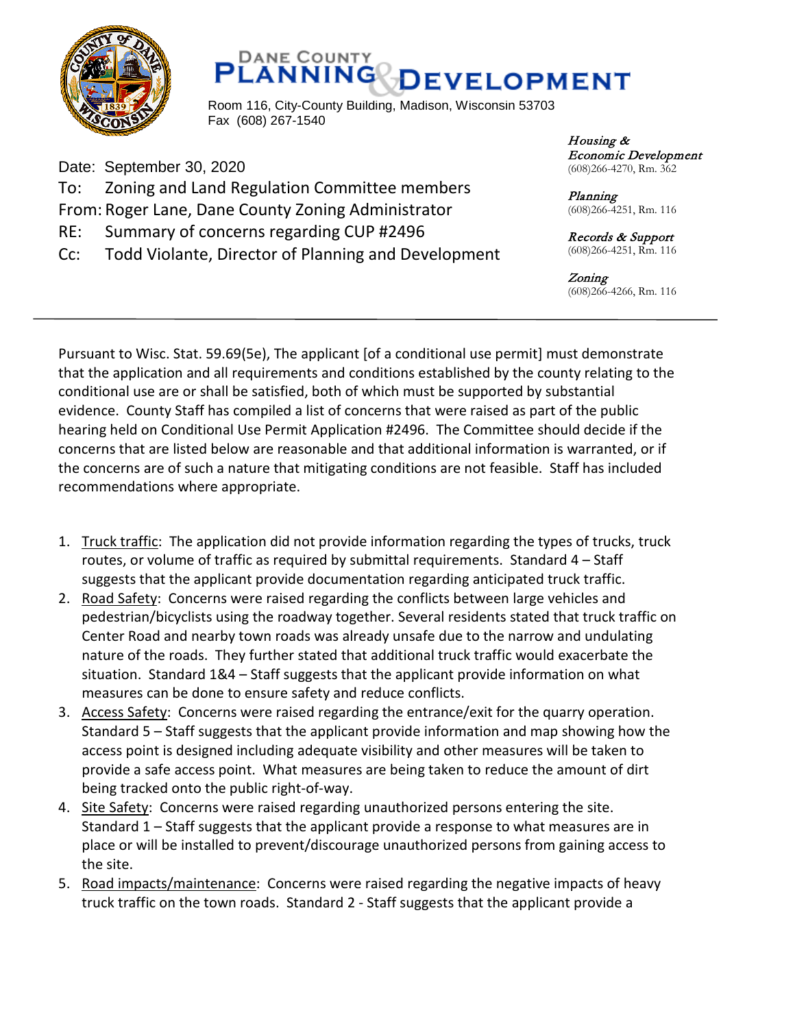# DANE COUNTY PLANNING & DEVELOPMENT

Room 116, City-County Building, Madison, Wisconsin 53703
Fax (608) 267-1540

*Housing & Economic Development*
(608)266-4270, Rm. 362

*Planning*
(608)266-4251, Rm. 116

*Records & Support*
(608)266-4251, Rm. 116

*Zoning*
(608)266-4266, Rm. 116

Date: September 30, 2020
To: Zoning and Land Regulation Committee members
From: Roger Lane, Dane County Zoning Administrator
RE: Summary of concerns regarding CUP #2496
Cc: Todd Violante, Director of Planning and Development

---

Pursuant to Wisc. Stat. 59.69(5e), The applicant [of a conditional use permit] must demonstrate that the application and all requirements and conditions established by the county relating to the conditional use are or shall be satisfied, both of which must be supported by substantial evidence. County Staff has compiled a list of concerns that were raised as part of the public hearing held on Conditional Use Permit Application #2496. The Committee should decide if the concerns that are listed below are reasonable and that additional information is warranted, or if the concerns are of such a nature that mitigating conditions are not feasible. Staff has included recommendations where appropriate.

1. <u>Truck traffic</u>: The application did not provide information regarding the types of trucks, truck routes, or volume of traffic as required by submittal requirements. Standard 4 – Staff suggests that the applicant provide documentation regarding anticipated truck traffic.
2. <u>Road Safety</u>: Concerns were raised regarding the conflicts between large vehicles and pedestrian/bicyclists using the roadway together. Several residents stated that truck traffic on Center Road and nearby town roads was already unsafe due to the narrow and undulating nature of the roads. They further stated that additional truck traffic would exacerbate the situation. Standard 1&4 – Staff suggests that the applicant provide information on what measures can be done to ensure safety and reduce conflicts.
3. <u>Access Safety</u>: Concerns were raised regarding the entrance/exit for the quarry operation. Standard 5 – Staff suggests that the applicant provide information and map showing how the access point is designed including adequate visibility and other measures will be taken to provide a safe access point. What measures are being taken to reduce the amount of dirt being tracked onto the public right-of-way.
4. <u>Site Safety</u>: Concerns were raised regarding unauthorized persons entering the site. Standard 1 – Staff suggests that the applicant provide a response to what measures are in place or will be installed to prevent/discourage unauthorized persons from gaining access to the site.
5. <u>Road impacts/maintenance</u>: Concerns were raised regarding the negative impacts of heavy truck traffic on the town roads. Standard 2 - Staff suggests that the applicant provide a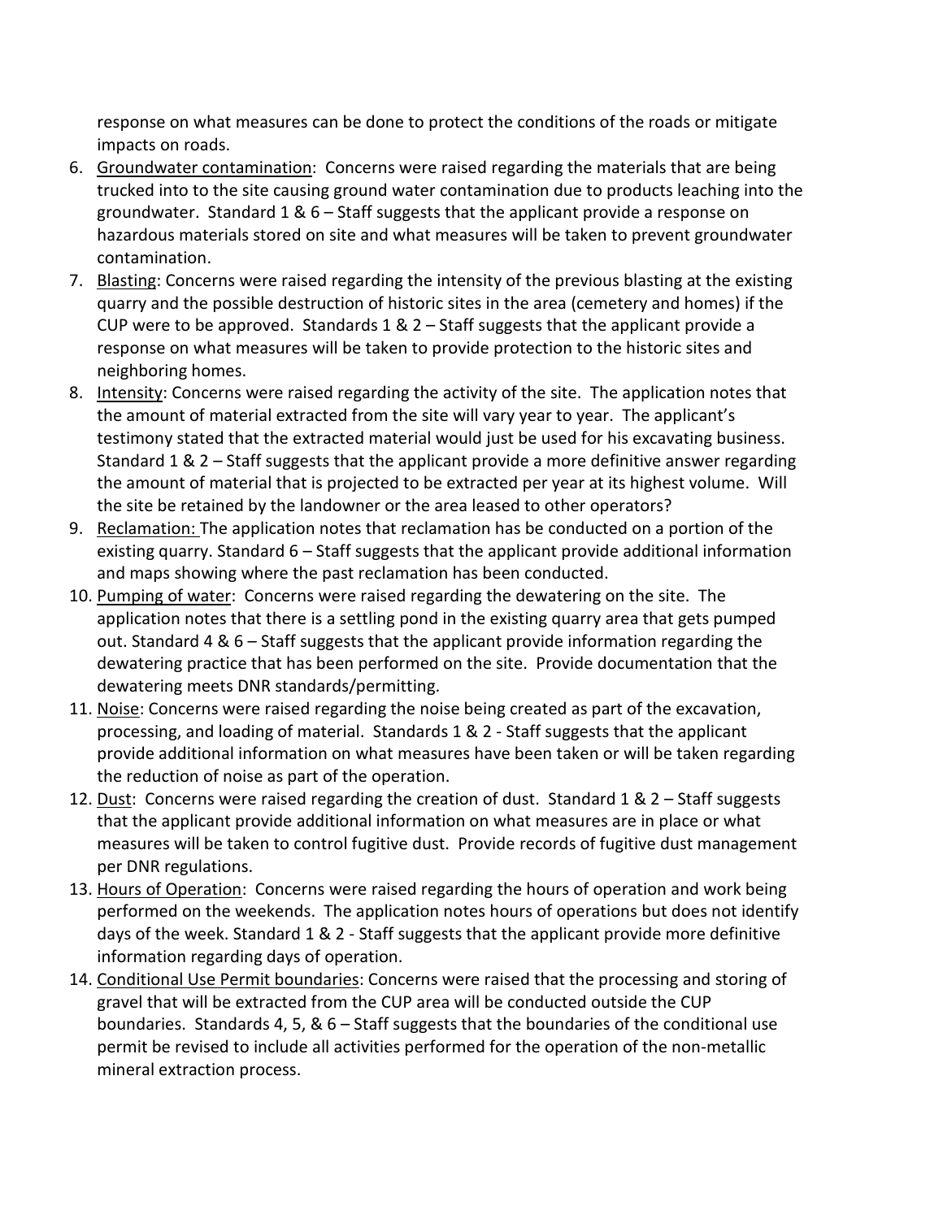response on what measures can be done to protect the conditions of the roads or mitigate impacts on roads.

6. <u>Groundwater contamination</u>: Concerns were raised regarding the materials that are being trucked into to the site causing ground water contamination due to products leaching into the groundwater. Standard 1 & 6 – Staff suggests that the applicant provide a response on hazardous materials stored on site and what measures will be taken to prevent groundwater contamination.
7. <u>Blasting</u>: Concerns were raised regarding the intensity of the previous blasting at the existing quarry and the possible destruction of historic sites in the area (cemetery and homes) if the CUP were to be approved. Standards 1 & 2 – Staff suggests that the applicant provide a response on what measures will be taken to provide protection to the historic sites and neighboring homes.
8. <u>Intensity</u>: Concerns were raised regarding the activity of the site. The application notes that the amount of material extracted from the site will vary year to year. The applicant's testimony stated that the extracted material would just be used for his excavating business. Standard 1 & 2 – Staff suggests that the applicant provide a more definitive answer regarding the amount of material that is projected to be extracted per year at its highest volume. Will the site be retained by the landowner or the area leased to other operators?
9. <u>Reclamation:</u> The application notes that reclamation has be conducted on a portion of the existing quarry. Standard 6 – Staff suggests that the applicant provide additional information and maps showing where the past reclamation has been conducted.
10. <u>Pumping of water</u>: Concerns were raised regarding the dewatering on the site. The application notes that there is a settling pond in the existing quarry area that gets pumped out. Standard 4 & 6 – Staff suggests that the applicant provide information regarding the dewatering practice that has been performed on the site. Provide documentation that the dewatering meets DNR standards/permitting.
11. <u>Noise</u>: Concerns were raised regarding the noise being created as part of the excavation, processing, and loading of material. Standards 1 & 2 - Staff suggests that the applicant provide additional information on what measures have been taken or will be taken regarding the reduction of noise as part of the operation.
12. <u>Dust</u>: Concerns were raised regarding the creation of dust. Standard 1 & 2 – Staff suggests that the applicant provide additional information on what measures are in place or what measures will be taken to control fugitive dust. Provide records of fugitive dust management per DNR regulations.
13. <u>Hours of Operation</u>: Concerns were raised regarding the hours of operation and work being performed on the weekends. The application notes hours of operations but does not identify days of the week. Standard 1 & 2 - Staff suggests that the applicant provide more definitive information regarding days of operation.
14. <u>Conditional Use Permit boundaries</u>: Concerns were raised that the processing and storing of gravel that will be extracted from the CUP area will be conducted outside the CUP boundaries. Standards 4, 5, & 6 – Staff suggests that the boundaries of the conditional use permit be revised to include all activities performed for the operation of the non-metallic mineral extraction process.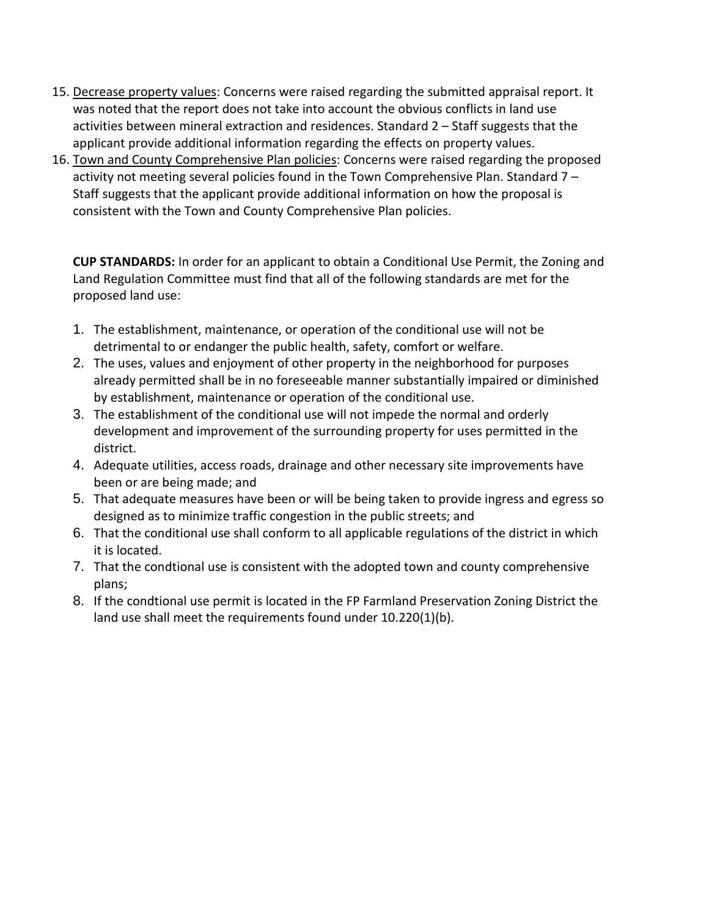15. <u>Decrease property values</u>: Concerns were raised regarding the submitted appraisal report. It was noted that the report does not take into account the obvious conflicts in land use activities between mineral extraction and residences. Standard 2 – Staff suggests that the applicant provide additional information regarding the effects on property values.
16. <u>Town and County Comprehensive Plan policies</u>: Concerns were raised regarding the proposed activity not meeting several policies found in the Town Comprehensive Plan. Standard 7 – Staff suggests that the applicant provide additional information on how the proposal is consistent with the Town and County Comprehensive Plan policies.

**CUP STANDARDS:** In order for an applicant to obtain a Conditional Use Permit, the Zoning and Land Regulation Committee must find that all of the following standards are met for the proposed land use:

1. The establishment, maintenance, or operation of the conditional use will not be detrimental to or endanger the public health, safety, comfort or welfare.
2. The uses, values and enjoyment of other property in the neighborhood for purposes already permitted shall be in no foreseeable manner substantially impaired or diminished by establishment, maintenance or operation of the conditional use.
3. The establishment of the conditional use will not impede the normal and orderly development and improvement of the surrounding property for uses permitted in the district.
4. Adequate utilities, access roads, drainage and other necessary site improvements have been or are being made; and
5. That adequate measures have been or will be being taken to provide ingress and egress so designed as to minimize traffic congestion in the public streets; and
6. That the conditional use shall conform to all applicable regulations of the district in which it is located.
7. That the condtional use is consistent with the adopted town and county comprehensive plans;
8. If the condtional use permit is located in the FP Farmland Preservation Zoning District the land use shall meet the requirements found under 10.220(1)(b).